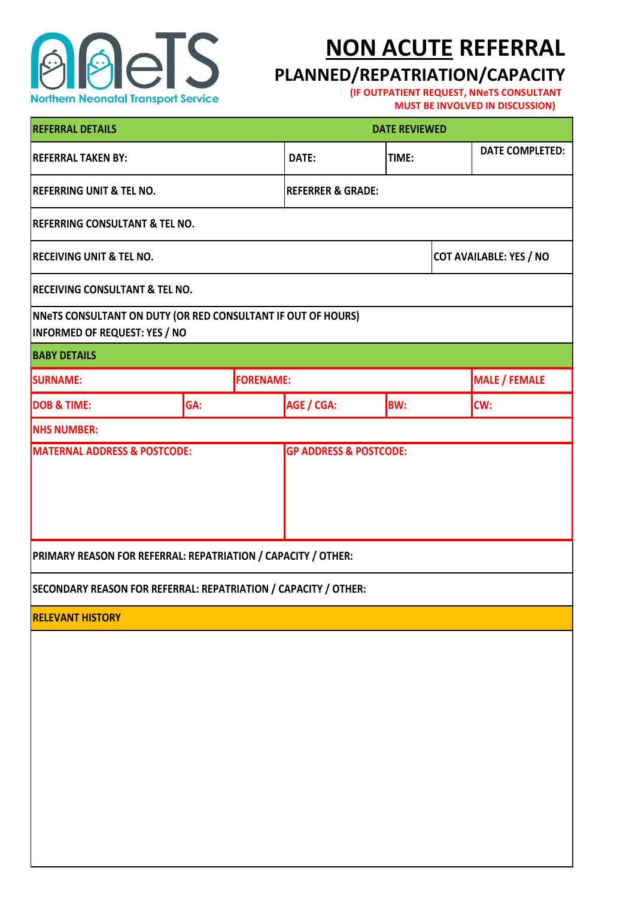NNeTS
Northern Neonatal Transport Service

# NON ACUTE REFERRAL
## PLANNED/REPATRIATION/CAPACITY

**(IF OUTPATIENT REQUEST, NNeTS CONSULTANT MUST BE INVOLVED IN DISCUSSION)**

| REFERRAL DETAILS | | DATE REVIEWED | |
|---|---|---|---|
| REFERRAL TAKEN BY: | DATE: | TIME: | DATE COMPLETED: |
| REFERRING UNIT & TEL NO. | REFERRER & GRADE: | | |
| REFERRING CONSULTANT & TEL NO. | | | |
| RECEIVING UNIT & TEL NO. | | | COT AVAILABLE: YES / NO |
| RECEIVING CONSULTANT & TEL NO. | | | |
| NNeTS CONSULTANT ON DUTY (OR RED CONSULTANT IF OUT OF HOURS) INFORMED OF REQUEST: YES / NO | | | |

| BABY DETAILS | | | | |
|---|---|---|---|---|
| SURNAME: | FORENAME: | | | MALE / FEMALE |
| DOB & TIME: | GA: | AGE / CGA: | BW: | CW: |
| NHS NUMBER: | | | | |
| MATERNAL ADDRESS & POSTCODE: | | GP ADDRESS & POSTCODE: | | |

PRIMARY REASON FOR REFERRAL: REPATRIATION / CAPACITY / OTHER:

SECONDARY REASON FOR REFERRAL: REPATRIATION / CAPACITY / OTHER:

**RELEVANT HISTORY**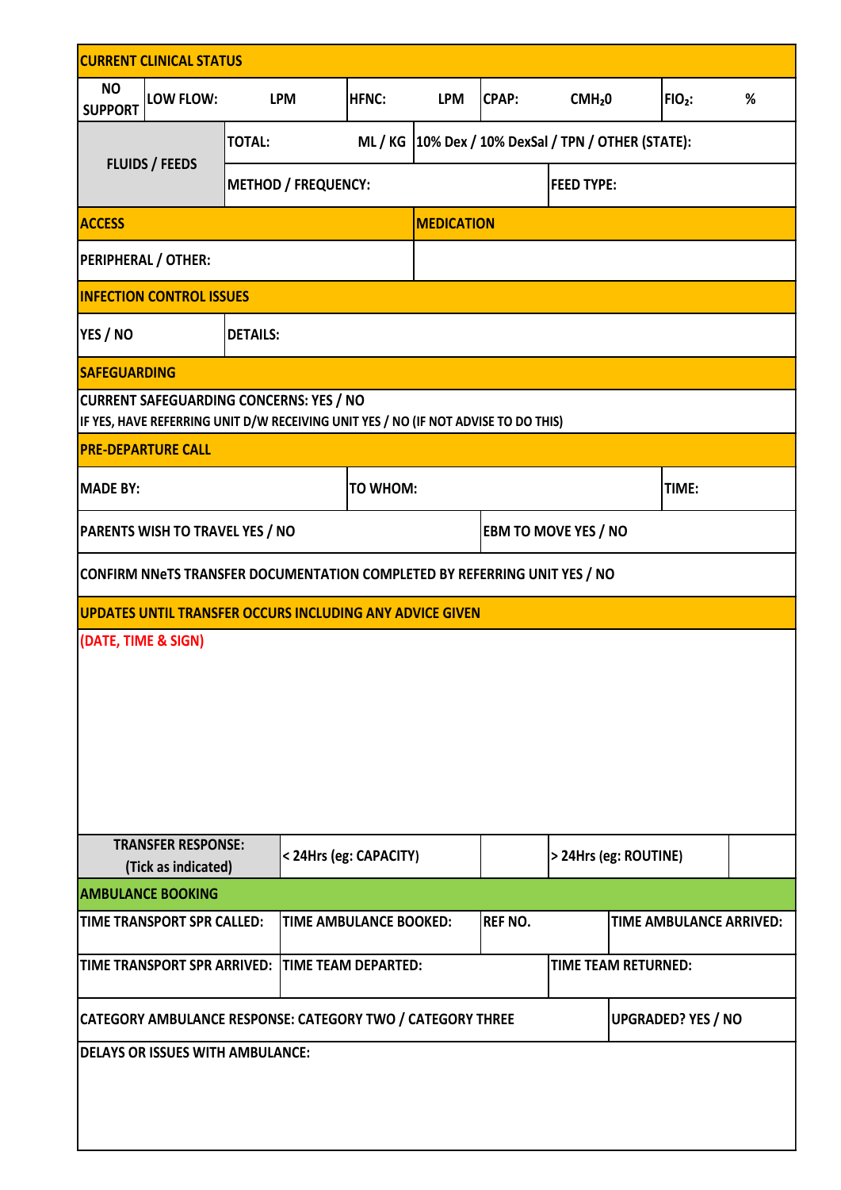## CURRENT CLINICAL STATUS

| | | | | |
|---|---|---|---|---|
| NO SUPPORT | LOW FLOW: LPM | HFNC: LPM | CPAP: $CMH_2O$ | $FIO_2$: % |

| | | |
|---|---|---|
| FLUIDS / FEEDS | TOTAL: ML / KG | 10% Dex / 10% DexSal / TPN / OTHER (STATE): |
| | METHOD / FREQUENCY: | FEED TYPE: |

| | |
|---|---|
| **ACCESS** | **MEDICATION** |
| PERIPHERAL / OTHER: | |

## INFECTION CONTROL ISSUES

| | |
|---|---|
| YES / NO | DETAILS: |

## SAFEGUARDING

CURRENT SAFEGUARDING CONCERNS: YES / NO
IF YES, HAVE REFERRING UNIT D/W RECEIVING UNIT YES / NO (IF NOT ADVISE TO DO THIS)

## PRE-DEPARTURE CALL

| | | |
|---|---|---|
| MADE BY: | TO WHOM: | TIME: |

| | |
|---|---|
| PARENTS WISH TO TRAVEL YES / NO | EBM TO MOVE YES / NO |

CONFIRM NNeTS TRANSFER DOCUMENTATION COMPLETED BY REFERRING UNIT YES / NO

## UPDATES UNTIL TRANSFER OCCURS INCLUDING ANY ADVICE GIVEN

(DATE, TIME & SIGN)

| | | | | |
|---|---|---|---|---|
| TRANSFER RESPONSE: (Tick as indicated) | < 24Hrs (eg: CAPACITY) | | > 24Hrs (eg: ROUTINE) | |

## AMBULANCE BOOKING

| | | | |
|---|---|---|---|
| TIME TRANSPORT SPR CALLED: | TIME AMBULANCE BOOKED: | REF NO. | TIME AMBULANCE ARRIVED: |
| TIME TRANSPORT SPR ARRIVED: | TIME TEAM DEPARTED: | | TIME TEAM RETURNED: |

| | |
|---|---|
| CATEGORY AMBULANCE RESPONSE: CATEGORY TWO / CATEGORY THREE | UPGRADED? YES / NO |

DELAYS OR ISSUES WITH AMBULANCE: